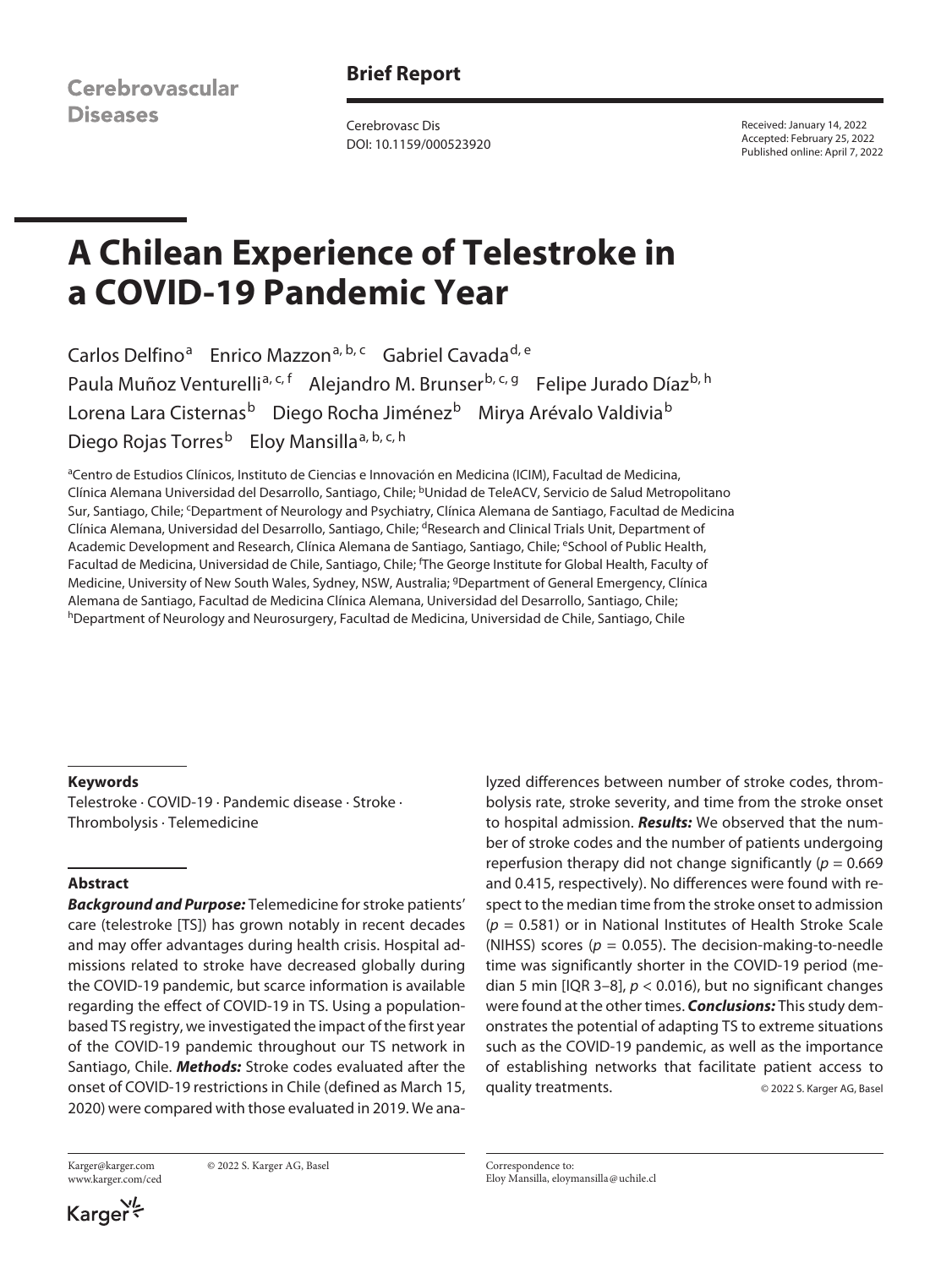Brief Report

Cerebrovasc Dis
DOI: 10.1159/000523920

Received: January 14, 2022
Accepted: February 25, 2022
Published online: April 7, 2022

# A Chilean Experience of Telestroke in a COVID-19 Pandemic Year

Carlos Delfino[a] Enrico Mazzon[a, b, c] Gabriel Cavada[d, e] Paula Muñoz Venturelli[a, c, f] Alejandro M. Brunser[b, c, g] Felipe Jurado Díaz[b, h] Lorena Lara Cisternas[b] Diego Rocha Jiménez[b] Mirya Arévalo Valdivia[b] Diego Rojas Torres[b] Eloy Mansilla[a, b, c, h]

[a]Centro de Estudios Clínicos, Instituto de Ciencias e Innovación en Medicina (ICIM), Facultad de Medicina, Clínica Alemana Universidad del Desarrollo, Santiago, Chile; [b]Unidad de TeleACV, Servicio de Salud Metropolitano Sur, Santiago, Chile; [c]Department of Neurology and Psychiatry, Clínica Alemana de Santiago, Facultad de Medicina Clínica Alemana, Universidad del Desarrollo, Santiago, Chile; [d]Research and Clinical Trials Unit, Department of Academic Development and Research, Clínica Alemana de Santiago, Santiago, Chile; [e]School of Public Health, Facultad de Medicina, Universidad de Chile, Santiago, Chile; [f]The George Institute for Global Health, Faculty of Medicine, University of New South Wales, Sydney, NSW, Australia; [g]Department of General Emergency, Clínica Alemana de Santiago, Facultad de Medicina Clínica Alemana, Universidad del Desarrollo, Santiago, Chile; [h]Department of Neurology and Neurosurgery, Facultad de Medicina, Universidad de Chile, Santiago, Chile

### Keywords

Telestroke · COVID-19 · Pandemic disease · Stroke · Thrombolysis · Telemedicine

### Abstract

***Background and Purpose:*** Telemedicine for stroke patients' care (telestroke [TS]) has grown notably in recent decades and may offer advantages during health crisis. Hospital admissions related to stroke have decreased globally during the COVID-19 pandemic, but scarce information is available regarding the effect of COVID-19 in TS. Using a population-based TS registry, we investigated the impact of the first year of the COVID-19 pandemic throughout our TS network in Santiago, Chile. ***Methods:*** Stroke codes evaluated after the onset of COVID-19 restrictions in Chile (defined as March 15, 2020) were compared with those evaluated in 2019. We analyzed differences between number of stroke codes, thrombolysis rate, stroke severity, and time from the stroke onset to hospital admission. ***Results:*** We observed that the number of stroke codes and the number of patients undergoing reperfusion therapy did not change significantly ($p = 0.669$ and 0.415, respectively). No differences were found with respect to the median time from the stroke onset to admission ($p = 0.581$) or in National Institutes of Health Stroke Scale (NIHSS) scores ($p = 0.055$). The decision-making-to-needle time was significantly shorter in the COVID-19 period (median 5 min [IQR 3–8], $p < 0.016$), but no significant changes were found at the other times. ***Conclusions:*** This study demonstrates the potential of adapting TS to extreme situations such as the COVID-19 pandemic, as well as the importance of establishing networks that facilitate patient access to quality treatments.

© 2022 S. Karger AG, Basel

Karger@karger.com
www.karger.com/ced

© 2022 S. Karger AG, Basel

Correspondence to:
Eloy Mansilla, eloymansilla@uchile.cl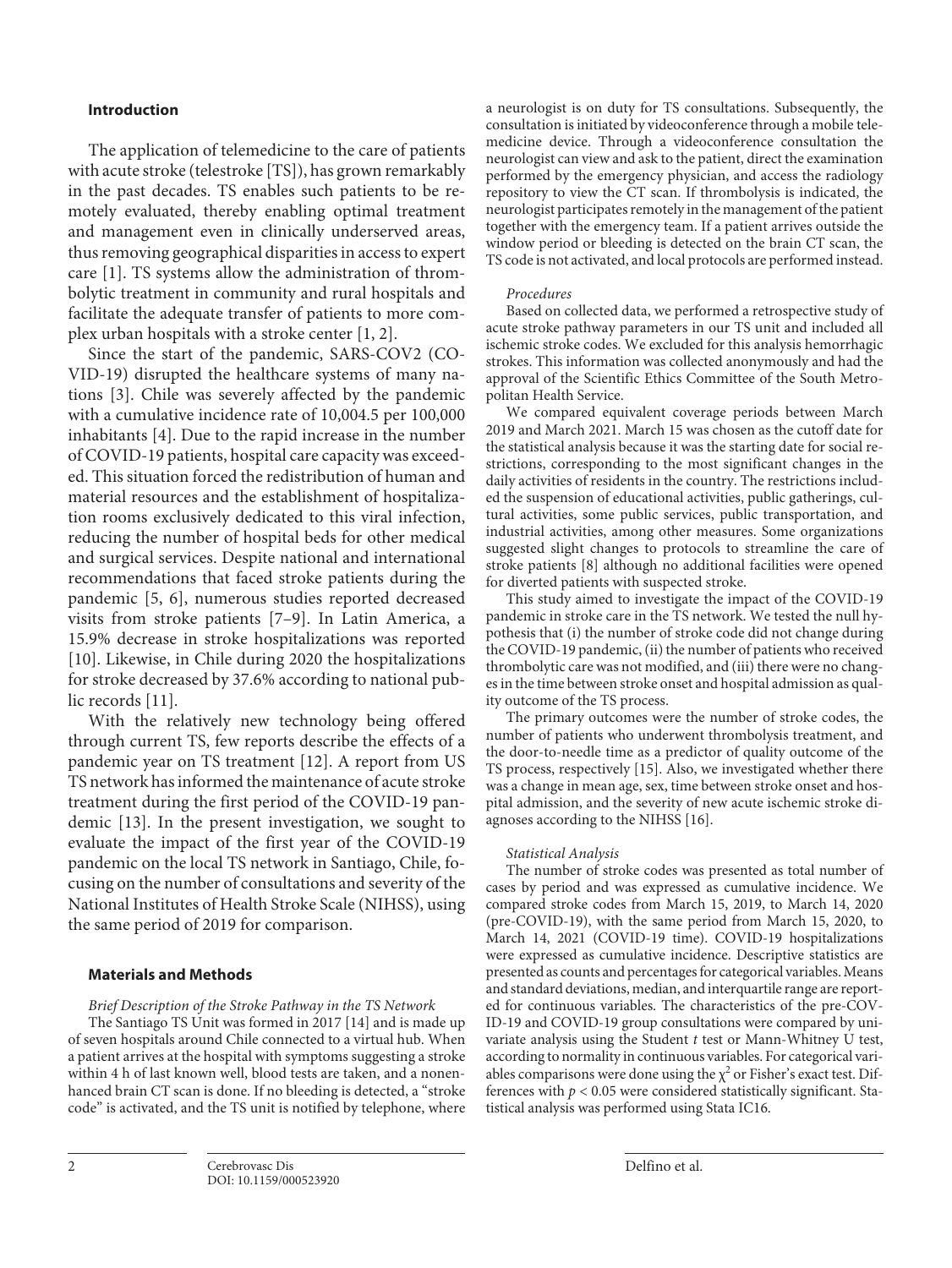## Introduction

The application of telemedicine to the care of patients with acute stroke (telestroke [TS]), has grown remarkably in the past decades. TS enables such patients to be remotely evaluated, thereby enabling optimal treatment and management even in clinically underserved areas, thus removing geographical disparities in access to expert care [1]. TS systems allow the administration of thrombolytic treatment in community and rural hospitals and facilitate the adequate transfer of patients to more complex urban hospitals with a stroke center [1, 2].

Since the start of the pandemic, SARS-COV2 (COVID-19) disrupted the healthcare systems of many nations [3]. Chile was severely affected by the pandemic with a cumulative incidence rate of 10,004.5 per 100,000 inhabitants [4]. Due to the rapid increase in the number of COVID-19 patients, hospital care capacity was exceeded. This situation forced the redistribution of human and material resources and the establishment of hospitalization rooms exclusively dedicated to this viral infection, reducing the number of hospital beds for other medical and surgical services. Despite national and international recommendations that faced stroke patients during the pandemic [5, 6], numerous studies reported decreased visits from stroke patients [7–9]. In Latin America, a 15.9% decrease in stroke hospitalizations was reported [10]. Likewise, in Chile during 2020 the hospitalizations for stroke decreased by 37.6% according to national public records [11].

With the relatively new technology being offered through current TS, few reports describe the effects of a pandemic year on TS treatment [12]. A report from US TS network has informed the maintenance of acute stroke treatment during the first period of the COVID-19 pandemic [13]. In the present investigation, we sought to evaluate the impact of the first year of the COVID-19 pandemic on the local TS network in Santiago, Chile, focusing on the number of consultations and severity of the National Institutes of Health Stroke Scale (NIHSS), using the same period of 2019 for comparison.

## Materials and Methods

*Brief Description of the Stroke Pathway in the TS Network*

The Santiago TS Unit was formed in 2017 [14] and is made up of seven hospitals around Chile connected to a virtual hub. When a patient arrives at the hospital with symptoms suggesting a stroke within 4 h of last known well, blood tests are taken, and a nonenhanced brain CT scan is done. If no bleeding is detected, a "stroke code" is activated, and the TS unit is notified by telephone, where a neurologist is on duty for TS consultations. Subsequently, the consultation is initiated by videoconference through a mobile telemedicine device. Through a videoconference consultation the neurologist can view and ask to the patient, direct the examination performed by the emergency physician, and access the radiology repository to view the CT scan. If thrombolysis is indicated, the neurologist participates remotely in the management of the patient together with the emergency team. If a patient arrives outside the window period or bleeding is detected on the brain CT scan, the TS code is not activated, and local protocols are performed instead.

*Procedures*

Based on collected data, we performed a retrospective study of acute stroke pathway parameters in our TS unit and included all ischemic stroke codes. We excluded for this analysis hemorrhagic strokes. This information was collected anonymously and had the approval of the Scientific Ethics Committee of the South Metropolitan Health Service.

We compared equivalent coverage periods between March 2019 and March 2021. March 15 was chosen as the cutoff date for the statistical analysis because it was the starting date for social restrictions, corresponding to the most significant changes in the daily activities of residents in the country. The restrictions included the suspension of educational activities, public gatherings, cultural activities, some public services, public transportation, and industrial activities, among other measures. Some organizations suggested slight changes to protocols to streamline the care of stroke patients [8] although no additional facilities were opened for diverted patients with suspected stroke.

This study aimed to investigate the impact of the COVID-19 pandemic in stroke care in the TS network. We tested the null hypothesis that (i) the number of stroke code did not change during the COVID-19 pandemic, (ii) the number of patients who received thrombolytic care was not modified, and (iii) there were no changes in the time between stroke onset and hospital admission as quality outcome of the TS process.

The primary outcomes were the number of stroke codes, the number of patients who underwent thrombolysis treatment, and the door-to-needle time as a predictor of quality outcome of the TS process, respectively [15]. Also, we investigated whether there was a change in mean age, sex, time between stroke onset and hospital admission, and the severity of new acute ischemic stroke diagnoses according to the NIHSS [16].

*Statistical Analysis*

The number of stroke codes was presented as total number of cases by period and was expressed as cumulative incidence. We compared stroke codes from March 15, 2019, to March 14, 2020 (pre-COVID-19), with the same period from March 15, 2020, to March 14, 2021 (COVID-19 time). COVID-19 hospitalizations were expressed as cumulative incidence. Descriptive statistics are presented as counts and percentages for categorical variables. Means and standard deviations, median, and interquartile range are reported for continuous variables. The characteristics of the pre-COVID-19 and COVID-19 group consultations were compared by univariate analysis using the Student *t* test or Mann-Whitney U test, according to normality in continuous variables. For categorical variables comparisons were done using the $\chi^2$ or Fisher's exact test. Differences with $p < 0.05$ were considered statistically significant. Statistical analysis was performed using Stata IC16.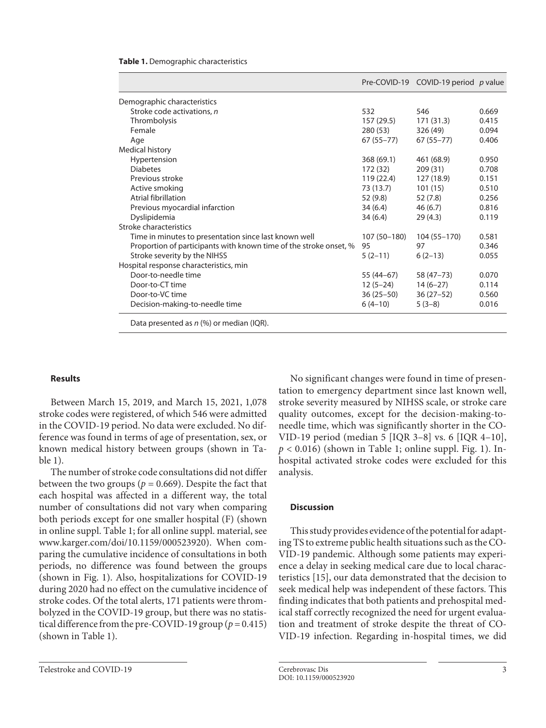**Table 1.** Demographic characteristics

| | Pre-COVID-19 | COVID-19 period | *p* value |
|---|---|---|---|
| Demographic characteristics | | | |
| Stroke code activations, *n* | 532 | 546 | 0.669 |
| Thrombolysis | 157 (29.5) | 171 (31.3) | 0.415 |
| Female | 280 (53) | 326 (49) | 0.094 |
| Age | 67 (55–77) | 67 (55–77) | 0.406 |
| Medical history | | | |
| Hypertension | 368 (69.1) | 461 (68.9) | 0.950 |
| Diabetes | 172 (32) | 209 (31) | 0.708 |
| Previous stroke | 119 (22.4) | 127 (18.9) | 0.151 |
| Active smoking | 73 (13.7) | 101 (15) | 0.510 |
| Atrial fibrillation | 52 (9.8) | 52 (7.8) | 0.256 |
| Previous myocardial infarction | 34 (6.4) | 46 (6.7) | 0.816 |
| Dyslipidemia | 34 (6.4) | 29 (4.3) | 0.119 |
| Stroke characteristics | | | |
| Time in minutes to presentation since last known well | 107 (50–180) | 104 (55–170) | 0.581 |
| Proportion of participants with known time of the stroke onset, % | 95 | 97 | 0.346 |
| Stroke severity by the NIHSS | 5 (2–11) | 6 (2–13) | 0.055 |
| Hospital response characteristics, min | | | |
| Door-to-needle time | 55 (44–67) | 58 (47–73) | 0.070 |
| Door-to-CT time | 12 (5–24) | 14 (6–27) | 0.114 |
| Door-to-VC time | 36 (25–50) | 36 (27–52) | 0.560 |
| Decision-making-to-needle time | 6 (4–10) | 5 (3–8) | 0.016 |

Data presented as *n* (%) or median (IQR).

## Results

Between March 15, 2019, and March 15, 2021, 1,078 stroke codes were registered, of which 546 were admitted in the COVID-19 period. No data were excluded. No difference was found in terms of age of presentation, sex, or known medical history between groups (shown in Table 1).

The number of stroke code consultations did not differ between the two groups ($p = 0.669$). Despite the fact that each hospital was affected in a different way, the total number of consultations did not vary when comparing both periods except for one smaller hospital (F) (shown in online suppl. Table 1; for all online suppl. material, see www.karger.com/doi/10.1159/000523920). When comparing the cumulative incidence of consultations in both periods, no difference was found between the groups (shown in Fig. 1). Also, hospitalizations for COVID-19 during 2020 had no effect on the cumulative incidence of stroke codes. Of the total alerts, 171 patients were thrombolyzed in the COVID-19 group, but there was no statistical difference from the pre-COVID-19 group ($p = 0.415$) (shown in Table 1).

No significant changes were found in time of presentation to emergency department since last known well, stroke severity measured by NIHSS scale, or stroke care quality outcomes, except for the decision-making-to-needle time, which was significantly shorter in the COVID-19 period (median 5 [IQR 3–8] vs. 6 [IQR 4–10], $p < 0.016$) (shown in Table 1; online suppl. Fig. 1). In-hospital activated stroke codes were excluded for this analysis.

## Discussion

This study provides evidence of the potential for adapting TS to extreme public health situations such as the COVID-19 pandemic. Although some patients may experience a delay in seeking medical care due to local characteristics [15], our data demonstrated that the decision to seek medical help was independent of these factors. This finding indicates that both patients and prehospital medical staff correctly recognized the need for urgent evaluation and treatment of stroke despite the threat of COVID-19 infection. Regarding in-hospital times, we did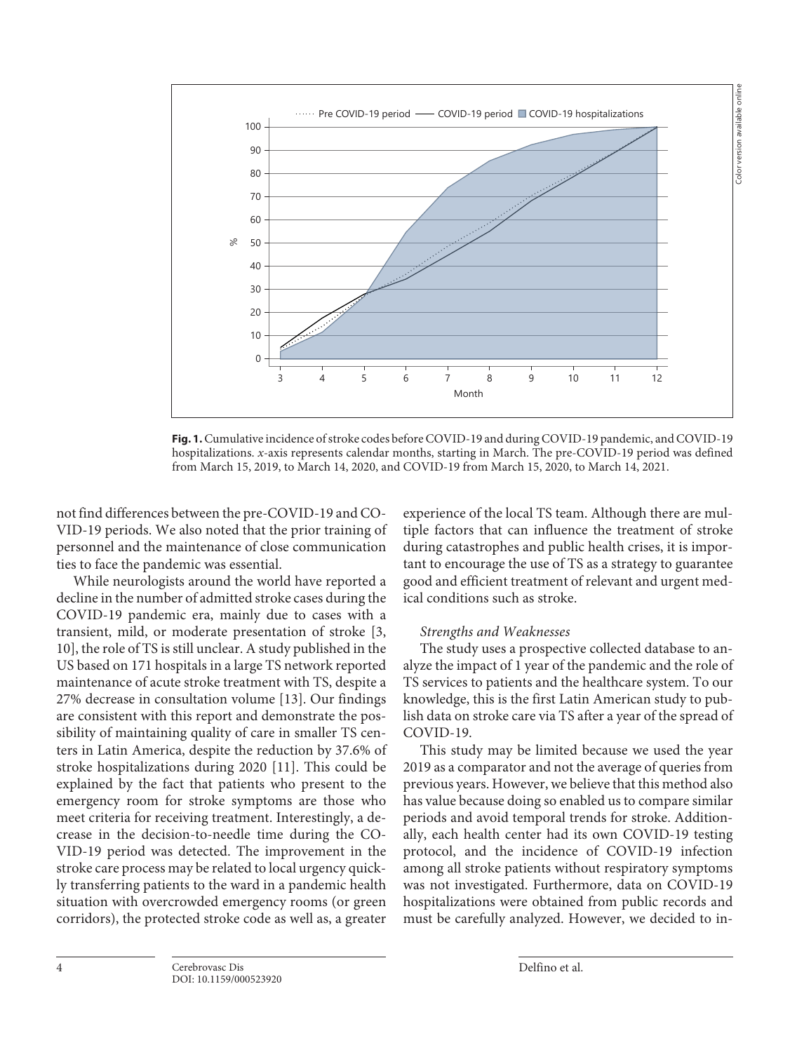**Fig. 1.** Cumulative incidence of stroke codes before COVID-19 and during COVID-19 pandemic, and COVID-19 hospitalizations. *x*-axis represents calendar months, starting in March. The pre-COVID-19 period was defined from March 15, 2019, to March 14, 2020, and COVID-19 from March 15, 2020, to March 14, 2021.

not find differences between the pre-COVID-19 and COVID-19 periods. We also noted that the prior training of personnel and the maintenance of close communication ties to face the pandemic was essential.

While neurologists around the world have reported a decline in the number of admitted stroke cases during the COVID-19 pandemic era, mainly due to cases with a transient, mild, or moderate presentation of stroke [3, 10], the role of TS is still unclear. A study published in the US based on 171 hospitals in a large TS network reported maintenance of acute stroke treatment with TS, despite a 27% decrease in consultation volume [13]. Our findings are consistent with this report and demonstrate the possibility of maintaining quality of care in smaller TS centers in Latin America, despite the reduction by 37.6% of stroke hospitalizations during 2020 [11]. This could be explained by the fact that patients who present to the emergency room for stroke symptoms are those who meet criteria for receiving treatment. Interestingly, a decrease in the decision-to-needle time during the COVID-19 period was detected. The improvement in the stroke care process may be related to local urgency quickly transferring patients to the ward in a pandemic health situation with overcrowded emergency rooms (or green corridors), the protected stroke code as well as, a greater experience of the local TS team. Although there are multiple factors that can influence the treatment of stroke during catastrophes and public health crises, it is important to encourage the use of TS as a strategy to guarantee good and efficient treatment of relevant and urgent medical conditions such as stroke.

### *Strengths and Weaknesses*

The study uses a prospective collected database to analyze the impact of 1 year of the pandemic and the role of TS services to patients and the healthcare system. To our knowledge, this is the first Latin American study to publish data on stroke care via TS after a year of the spread of COVID-19.

This study may be limited because we used the year 2019 as a comparator and not the average of queries from previous years. However, we believe that this method also has value because doing so enabled us to compare similar periods and avoid temporal trends for stroke. Additionally, each health center had its own COVID-19 testing protocol, and the incidence of COVID-19 infection among all stroke patients without respiratory symptoms was not investigated. Furthermore, data on COVID-19 hospitalizations were obtained from public records and must be carefully analyzed. However, we decided to in-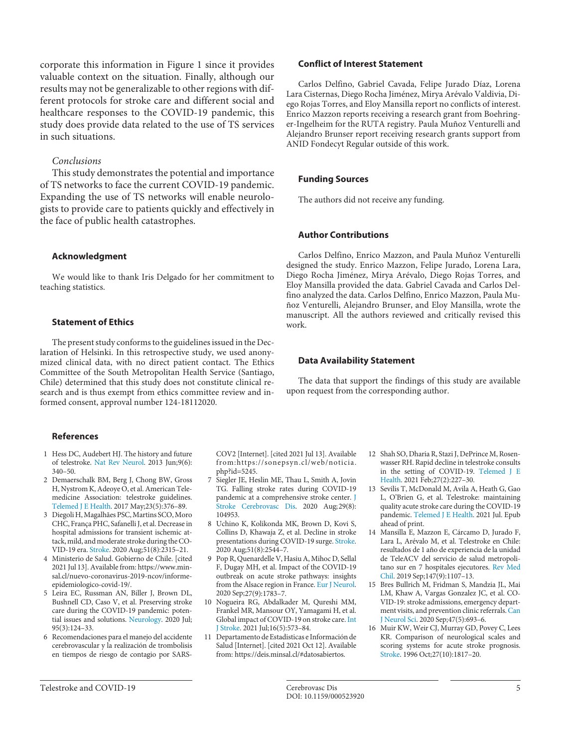corporate this information in Figure 1 since it provides valuable context on the situation. Finally, although our results may not be generalizable to other regions with different protocols for stroke care and different social and healthcare responses to the COVID-19 pandemic, this study does provide data related to the use of TS services in such situations.

*Conclusions*

This study demonstrates the potential and importance of TS networks to face the current COVID-19 pandemic. Expanding the use of TS networks will enable neurologists to provide care to patients quickly and effectively in the face of public health catastrophes.

### Acknowledgment

We would like to thank Iris Delgado for her commitment to teaching statistics.

### Statement of Ethics

The present study conforms to the guidelines issued in the Declaration of Helsinki. In this retrospective study, we used anonymized clinical data, with no direct patient contact. The Ethics Committee of the South Metropolitan Health Service (Santiago, Chile) determined that this study does not constitute clinical research and is thus exempt from ethics committee review and informed consent, approval number 124-18112020.

### Conflict of Interest Statement

Carlos Delfino, Gabriel Cavada, Felipe Jurado Díaz, Lorena Lara Cisternas, Diego Rocha Jiménez, Mirya Arévalo Valdivia, Diego Rojas Torres, and Eloy Mansilla report no conflicts of interest. Enrico Mazzon reports receiving a research grant from Boehringer-Ingelheim for the RUTA registry. Paula Muñoz Venturelli and Alejandro Brunser report receiving research grants support from ANID Fondecyt Regular outside of this work.

### Funding Sources

The authors did not receive any funding.

### Author Contributions

Carlos Delfino, Enrico Mazzon, and Paula Muñoz Venturelli designed the study. Enrico Mazzon, Felipe Jurado, Lorena Lara, Diego Rocha Jiménez, Mirya Arévalo, Diego Rojas Torres, and Eloy Mansilla provided the data. Gabriel Cavada and Carlos Delfino analyzed the data. Carlos Delfino, Enrico Mazzon, Paula Muñoz Venturelli, Alejandro Brunser, and Eloy Mansilla, wrote the manuscript. All the authors reviewed and critically revised this work.

### Data Availability Statement

The data that support the findings of this study are available upon request from the corresponding author.

### References

1. Hess DC, Audebert HJ. The history and future of telestroke. Nat Rev Neurol. 2013 Jun;9(6):340–50.
2. Demaerschalk BM, Berg J, Chong BW, Gross H, Nystrom K, Adeoye O, et al. American Telemedicine Association: telestroke guidelines. Telemed J E Health. 2017 May;23(5):376–89.
3. Diegoli H, Magalhães PSC, Martins SCO, Moro CHC, França PHC, Safanelli J, et al. Decrease in hospital admissions for transient ischemic attack, mild, and moderate stroke during the COVID-19 era. Stroke. 2020 Aug;51(8):2315–21.
4. Ministerio de Salud. Gobierno de Chile. [cited 2021 Jul 13]. Available from: https://www.minsal.cl/nuevo-coronavirus-2019-ncov/informe-epidemiologico-covid-19/.
5. Leira EC, Russman AN, Biller J, Brown DL, Bushnell CD, Caso V, et al. Preserving stroke care during the COVID-19 pandemic: potential issues and solutions. Neurology. 2020 Jul;95(3):124–33.
6. Recomendaciones para el manejo del accidente cerebrovascular y la realización de trombolisis en tiempos de riesgo de contagio por SARS-COV2 [Internet]. [cited 2021 Jul 13]. Available from:https://sonepsyn.cl/web/noticia.php?id=5245.
7. Siegler JE, Heslin ME, Thau L, Smith A, Jovin TG. Falling stroke rates during COVID-19 pandemic at a comprehensive stroke center. J Stroke Cerebrovasc Dis. 2020 Aug;29(8):104953.
8. Uchino K, Kolikonda MK, Brown D, Kovi S, Collins D, Khawaja Z, et al. Decline in stroke presentations during COVID-19 surge. Stroke. 2020 Aug;51(8):2544–7.
9. Pop R, Quenardelle V, Hasiu A, Mihoc D, Sellal F, Dugay MH, et al. Impact of the COVID-19 outbreak on acute stroke pathways: insights from the Alsace region in France. Eur J Neurol. 2020 Sep;27(9):1783–7.
10. Nogueira RG, Abdalkader M, Qureshi MM, Frankel MR, Mansour OY, Yamagami H, et al. Global impact of COVID-19 on stroke care. Int J Stroke. 2021 Jul;16(5):573–84.
11. Departamento de Estadisticas e Información de Salud [Internet]. [cited 2021 Oct 12]. Available from: https://deis.minsal.cl/#datosabiertos.
12. Shah SO, Dharia R, Stazi J, DePrince M, Rosenwasser RH. Rapid decline in telestroke consults in the setting of COVID-19. Telemed J E Health. 2021 Feb;27(2):227–30.
13. Sevilis T, McDonald M, Avila A, Heath G, Gao L, O'Brien G, et al. Telestroke: maintaining quality acute stroke care during the COVID-19 pandemic. Telemed J E Health. 2021 Jul. Epub ahead of print.
14. Mansilla E, Mazzon E, Cárcamo D, Jurado F, Lara L, Arévalo M, et al. Telestroke en Chile: resultados de 1 año de experiencia de la unidad de TeleACV del servicio de salud metropolitano sur en 7 hospitales ejecutores. Rev Med Chil. 2019 Sep;147(9):1107–13.
15. Bres Bullrich M, Fridman S, Mandzia JL, Mai LM, Khaw A, Vargas Gonzalez JC, et al. COVID-19: stroke admissions, emergency department visits, and prevention clinic referrals. Can J Neurol Sci. 2020 Sep;47(5):693–6.
16. Muir KW, Weir CJ, Murray GD, Povey C, Lees KR. Comparison of neurological scales and scoring systems for acute stroke prognosis. Stroke. 1996 Oct;27(10):1817–20.